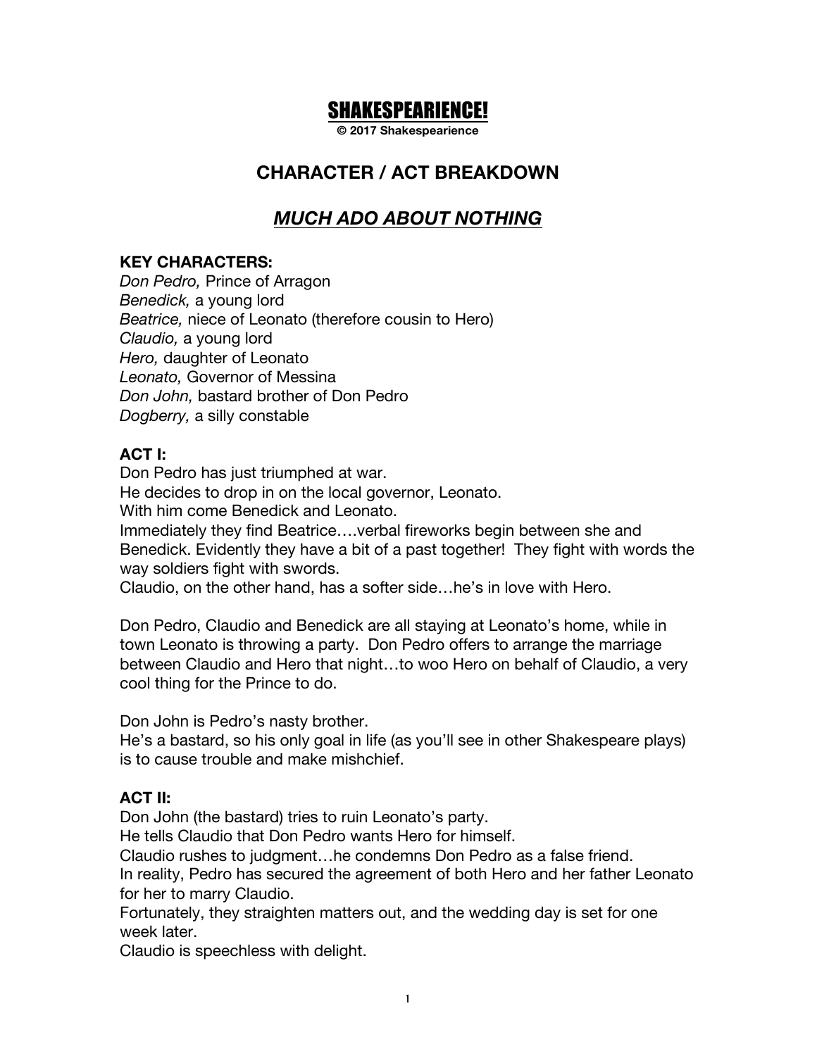# SHAKESPEARIENCE!

**© 2017 Shakespearience**

## CHARACTER / ACT BREAKDOWN

## *MUCH ADO ABOUT NOTHING*

**KEY CHARACTERS:**

*Don Pedro,* Prince of Arragon
*Benedick,* a young lord
*Beatrice,* niece of Leonato (therefore cousin to Hero)
*Claudio,* a young lord
*Hero,* daughter of Leonato
*Leonato,* Governor of Messina
*Don John,* bastard brother of Don Pedro
*Dogberry,* a silly constable

**ACT I:**

Don Pedro has just triumphed at war.
He decides to drop in on the local governor, Leonato.
With him come Benedick and Leonato.
Immediately they find Beatrice….verbal fireworks begin between she and Benedick. Evidently they have a bit of a past together! They fight with words the way soldiers fight with swords.
Claudio, on the other hand, has a softer side…he's in love with Hero.

Don Pedro, Claudio and Benedick are all staying at Leonato's home, while in town Leonato is throwing a party. Don Pedro offers to arrange the marriage between Claudio and Hero that night…to woo Hero on behalf of Claudio, a very cool thing for the Prince to do.

Don John is Pedro's nasty brother.
He's a bastard, so his only goal in life (as you'll see in other Shakespeare plays) is to cause trouble and make mishchief.

**ACT II:**

Don John (the bastard) tries to ruin Leonato's party.
He tells Claudio that Don Pedro wants Hero for himself.
Claudio rushes to judgment…he condemns Don Pedro as a false friend.
In reality, Pedro has secured the agreement of both Hero and her father Leonato for her to marry Claudio.
Fortunately, they straighten matters out, and the wedding day is set for one week later.
Claudio is speechless with delight.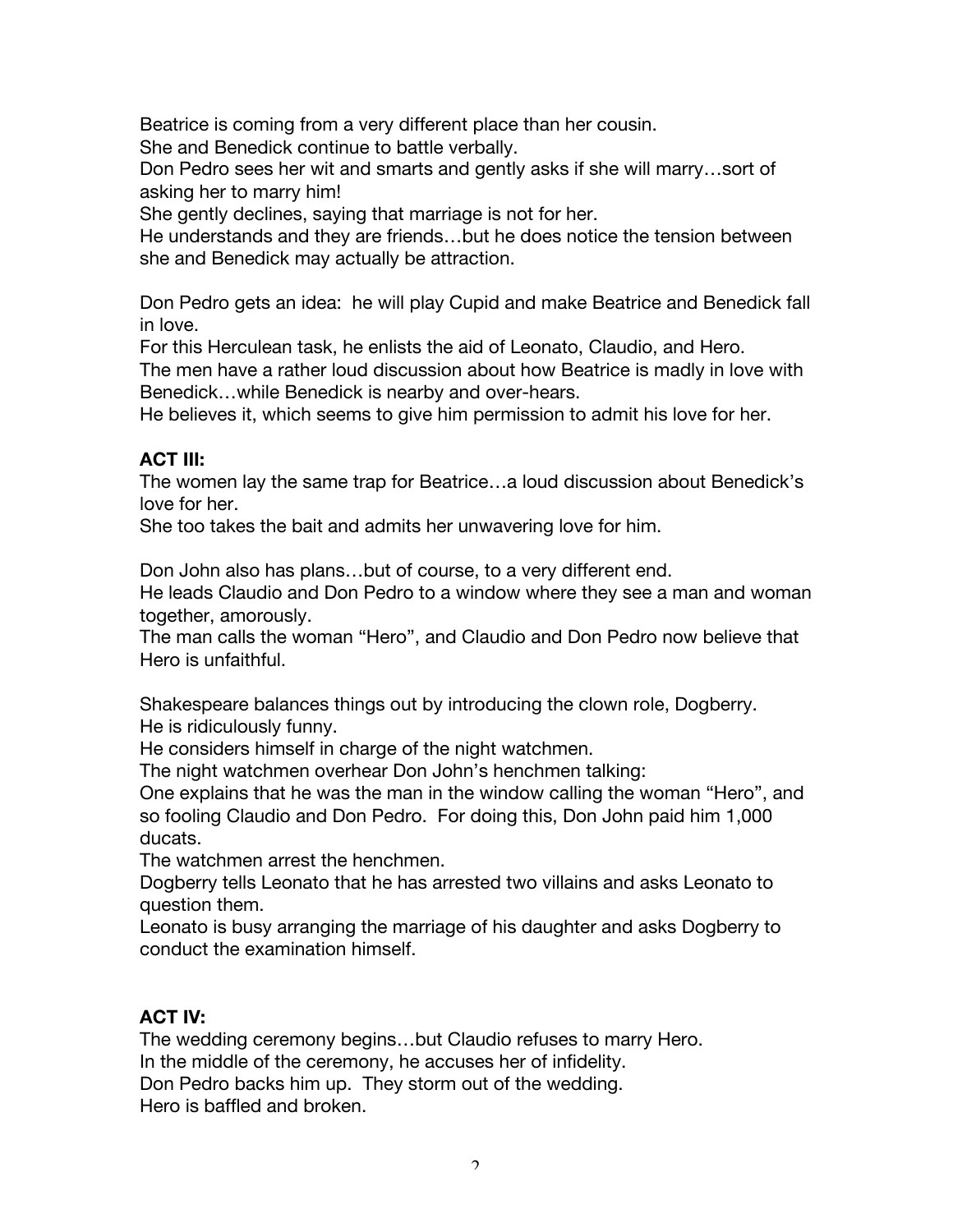Beatrice is coming from a very different place than her cousin.
She and Benedick continue to battle verbally.
Don Pedro sees her wit and smarts and gently asks if she will marry…sort of asking her to marry him!
She gently declines, saying that marriage is not for her.
He understands and they are friends…but he does notice the tension between she and Benedick may actually be attraction.

Don Pedro gets an idea: he will play Cupid and make Beatrice and Benedick fall in love.
For this Herculean task, he enlists the aid of Leonato, Claudio, and Hero.
The men have a rather loud discussion about how Beatrice is madly in love with Benedick…while Benedick is nearby and over-hears.
He believes it, which seems to give him permission to admit his love for her.

**ACT III:**
The women lay the same trap for Beatrice…a loud discussion about Benedick's love for her.
She too takes the bait and admits her unwavering love for him.

Don John also has plans…but of course, to a very different end.
He leads Claudio and Don Pedro to a window where they see a man and woman together, amorously.
The man calls the woman "Hero", and Claudio and Don Pedro now believe that Hero is unfaithful.

Shakespeare balances things out by introducing the clown role, Dogberry.
He is ridiculously funny.
He considers himself in charge of the night watchmen.
The night watchmen overhear Don John's henchmen talking:
One explains that he was the man in the window calling the woman "Hero", and so fooling Claudio and Don Pedro. For doing this, Don John paid him 1,000 ducats.
The watchmen arrest the henchmen.
Dogberry tells Leonato that he has arrested two villains and asks Leonato to question them.
Leonato is busy arranging the marriage of his daughter and asks Dogberry to conduct the examination himself.

**ACT IV:**
The wedding ceremony begins…but Claudio refuses to marry Hero.
In the middle of the ceremony, he accuses her of infidelity.
Don Pedro backs him up. They storm out of the wedding.
Hero is baffled and broken.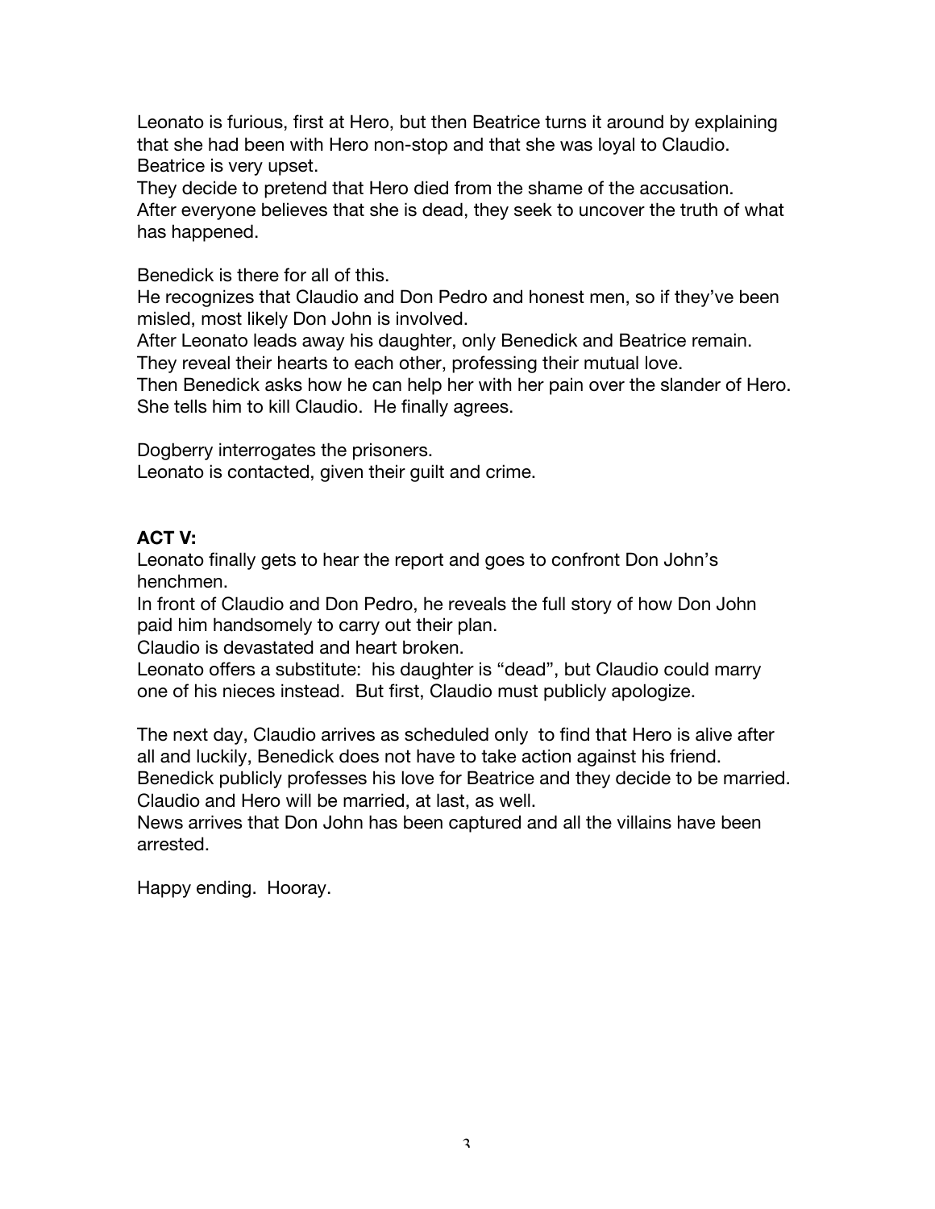Leonato is furious, first at Hero, but then Beatrice turns it around by explaining that she had been with Hero non-stop and that she was loyal to Claudio. Beatrice is very upset.
They decide to pretend that Hero died from the shame of the accusation. After everyone believes that she is dead, they seek to uncover the truth of what has happened.

Benedick is there for all of this.
He recognizes that Claudio and Don Pedro and honest men, so if they've been misled, most likely Don John is involved.
After Leonato leads away his daughter, only Benedick and Beatrice remain. They reveal their hearts to each other, professing their mutual love.
Then Benedick asks how he can help her with her pain over the slander of Hero. She tells him to kill Claudio. He finally agrees.

Dogberry interrogates the prisoners.
Leonato is contacted, given their guilt and crime.

**ACT V:**
Leonato finally gets to hear the report and goes to confront Don John's henchmen.
In front of Claudio and Don Pedro, he reveals the full story of how Don John paid him handsomely to carry out their plan.
Claudio is devastated and heart broken.
Leonato offers a substitute: his daughter is "dead", but Claudio could marry one of his nieces instead. But first, Claudio must publicly apologize.

The next day, Claudio arrives as scheduled only to find that Hero is alive after all and luckily, Benedick does not have to take action against his friend.
Benedick publicly professes his love for Beatrice and they decide to be married.
Claudio and Hero will be married, at last, as well.
News arrives that Don John has been captured and all the villains have been arrested.

Happy ending. Hooray.